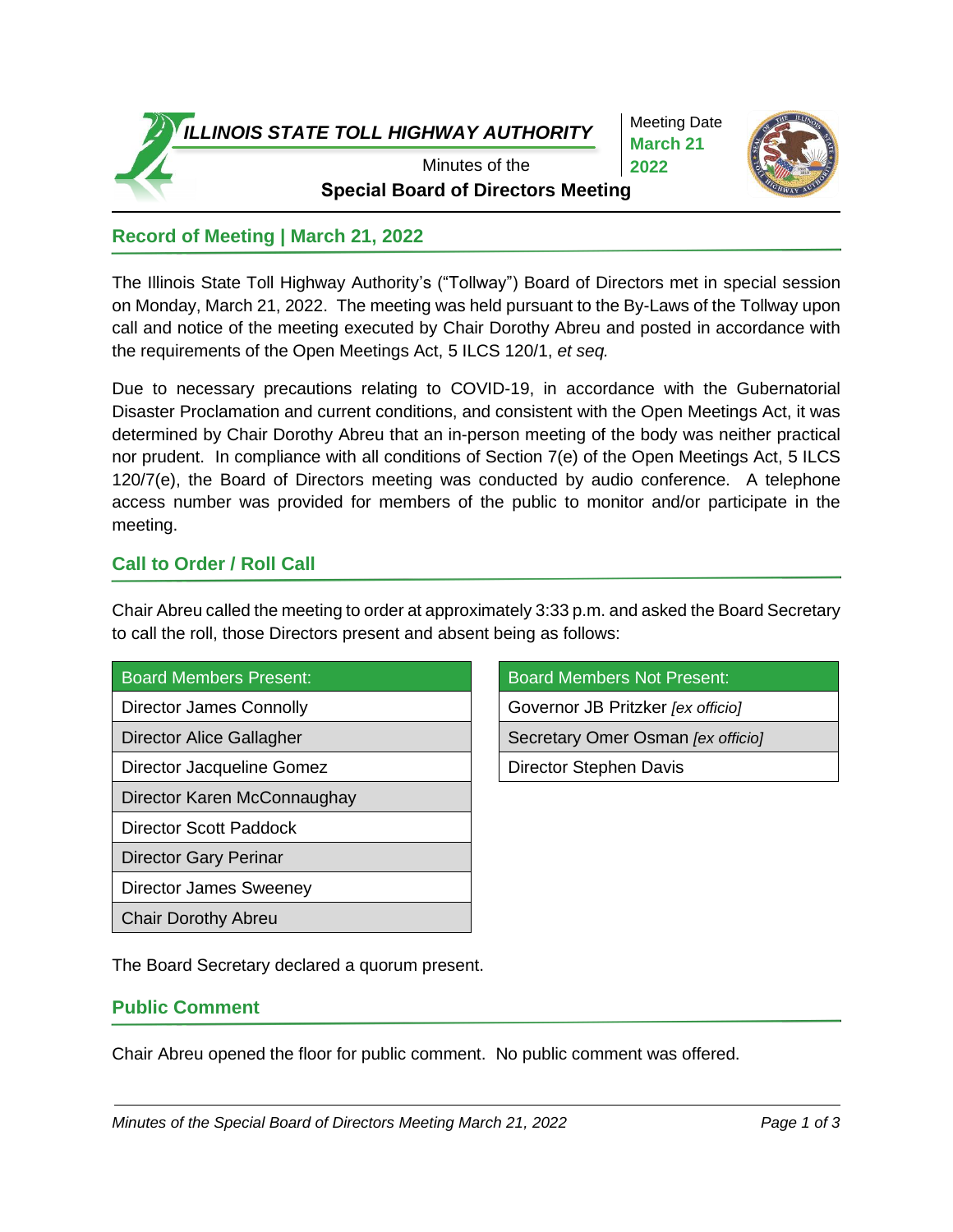# ILLINOIS STATE TOLL HIGHWAY AUTHORITY

Minutes of the

**Special Board of Directors Meeting**

Meeting Date
**March 21 2022**

## Record of Meeting | March 21, 2022

The Illinois State Toll Highway Authority's ("Tollway") Board of Directors met in special session on Monday, March 21, 2022. The meeting was held pursuant to the By-Laws of the Tollway upon call and notice of the meeting executed by Chair Dorothy Abreu and posted in accordance with the requirements of the Open Meetings Act, 5 ILCS 120/1, *et seq.*

Due to necessary precautions relating to COVID-19, in accordance with the Gubernatorial Disaster Proclamation and current conditions, and consistent with the Open Meetings Act, it was determined by Chair Dorothy Abreu that an in-person meeting of the body was neither practical nor prudent. In compliance with all conditions of Section 7(e) of the Open Meetings Act, 5 ILCS 120/7(e), the Board of Directors meeting was conducted by audio conference. A telephone access number was provided for members of the public to monitor and/or participate in the meeting.

## Call to Order / Roll Call

Chair Abreu called the meeting to order at approximately 3:33 p.m. and asked the Board Secretary to call the roll, those Directors present and absent being as follows:

| Board Members Present: |
| --- |
| Director James Connolly |
| Director Alice Gallagher |
| Director Jacqueline Gomez |
| Director Karen McConnaughay |
| Director Scott Paddock |
| Director Gary Perinar |
| Director James Sweeney |
| Chair Dorothy Abreu |

| Board Members Not Present: |
| --- |
| Governor JB Pritzker *[ex officio]* |
| Secretary Omer Osman *[ex officio]* |
| Director Stephen Davis |

The Board Secretary declared a quorum present.

## Public Comment

Chair Abreu opened the floor for public comment. No public comment was offered.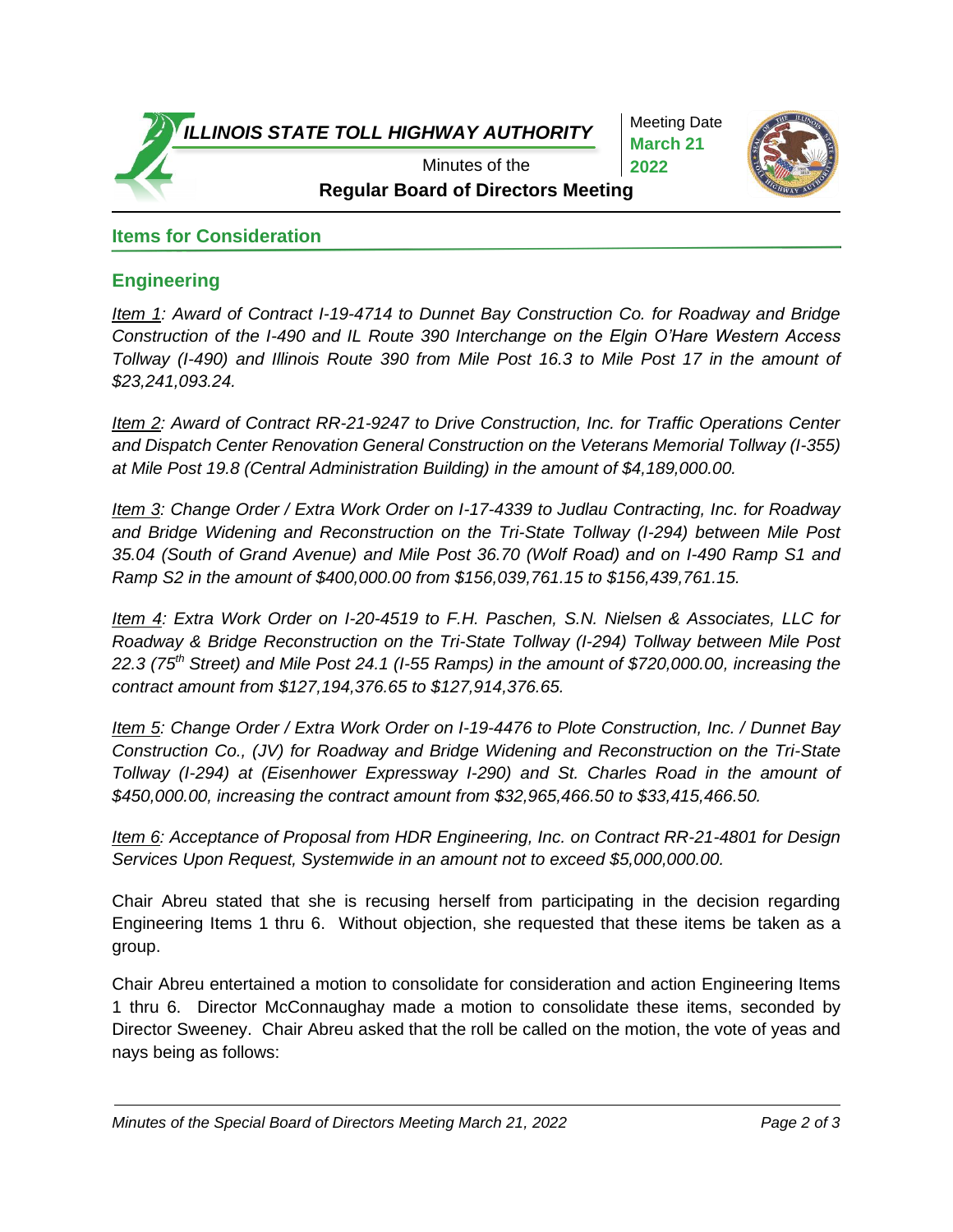## Items for Consideration

### Engineering

*<u>Item 1</u>: Award of Contract I-19-4714 to Dunnet Bay Construction Co. for Roadway and Bridge Construction of the I-490 and IL Route 390 Interchange on the Elgin O'Hare Western Access Tollway (I-490) and Illinois Route 390 from Mile Post 16.3 to Mile Post 17 in the amount of $23,241,093.24.*

*<u>Item 2</u>: Award of Contract RR-21-9247 to Drive Construction, Inc. for Traffic Operations Center and Dispatch Center Renovation General Construction on the Veterans Memorial Tollway (I-355) at Mile Post 19.8 (Central Administration Building) in the amount of $4,189,000.00.*

*<u>Item 3</u>: Change Order / Extra Work Order on I-17-4339 to Judlau Contracting, Inc. for Roadway and Bridge Widening and Reconstruction on the Tri-State Tollway (I-294) between Mile Post 35.04 (South of Grand Avenue) and Mile Post 36.70 (Wolf Road) and on I-490 Ramp S1 and Ramp S2 in the amount of $400,000.00 from $156,039,761.15 to $156,439,761.15.*

*<u>Item 4</u>: Extra Work Order on I-20-4519 to F.H. Paschen, S.N. Nielsen & Associates, LLC for Roadway & Bridge Reconstruction on the Tri-State Tollway (I-294) Tollway between Mile Post 22.3 (75th Street) and Mile Post 24.1 (I-55 Ramps) in the amount of $720,000.00, increasing the contract amount from $127,194,376.65 to $127,914,376.65.*

*<u>Item 5</u>: Change Order / Extra Work Order on I-19-4476 to Plote Construction, Inc. / Dunnet Bay Construction Co., (JV) for Roadway and Bridge Widening and Reconstruction on the Tri-State Tollway (I-294) at (Eisenhower Expressway I-290) and St. Charles Road in the amount of $450,000.00, increasing the contract amount from $32,965,466.50 to $33,415,466.50.*

*<u>Item 6</u>: Acceptance of Proposal from HDR Engineering, Inc. on Contract RR-21-4801 for Design Services Upon Request, Systemwide in an amount not to exceed $5,000,000.00.*

Chair Abreu stated that she is recusing herself from participating in the decision regarding Engineering Items 1 thru 6. Without objection, she requested that these items be taken as a group.

Chair Abreu entertained a motion to consolidate for consideration and action Engineering Items 1 thru 6. Director McConnaughay made a motion to consolidate these items, seconded by Director Sweeney. Chair Abreu asked that the roll be called on the motion, the vote of yeas and nays being as follows: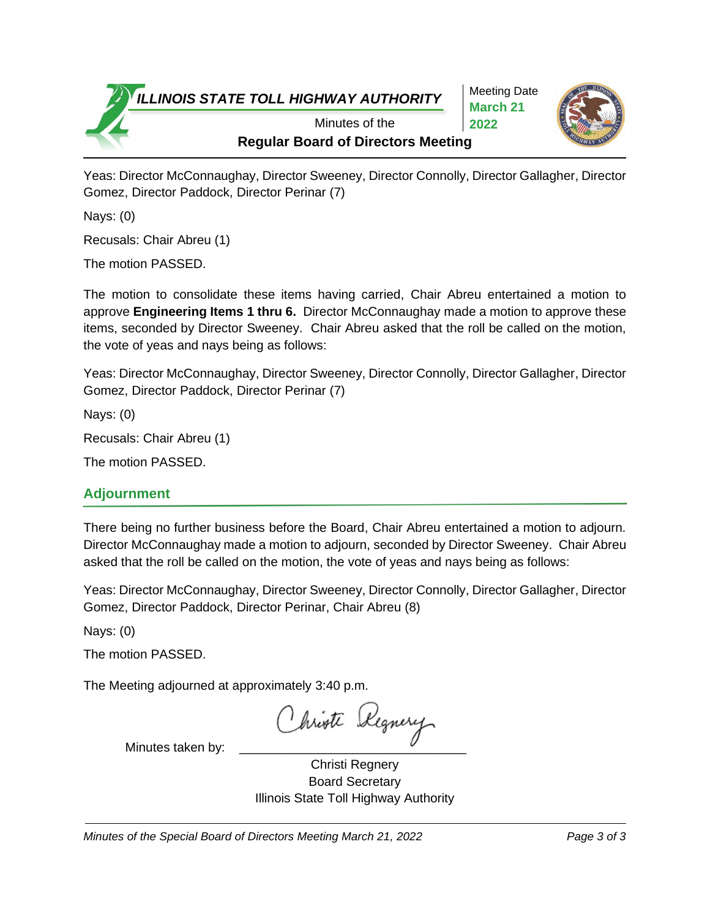Yeas: Director McConnaughay, Director Sweeney, Director Connolly, Director Gallagher, Director Gomez, Director Paddock, Director Perinar (7)

Nays: (0)

Recusals: Chair Abreu (1)

The motion PASSED.

The motion to consolidate these items having carried, Chair Abreu entertained a motion to approve **Engineering Items 1 thru 6.** Director McConnaughay made a motion to approve these items, seconded by Director Sweeney. Chair Abreu asked that the roll be called on the motion, the vote of yeas and nays being as follows:

Yeas: Director McConnaughay, Director Sweeney, Director Connolly, Director Gallagher, Director Gomez, Director Paddock, Director Perinar (7)

Nays: (0)

Recusals: Chair Abreu (1)

The motion PASSED.

## Adjournment

There being no further business before the Board, Chair Abreu entertained a motion to adjourn. Director McConnaughay made a motion to adjourn, seconded by Director Sweeney. Chair Abreu asked that the roll be called on the motion, the vote of yeas and nays being as follows:

Yeas: Director McConnaughay, Director Sweeney, Director Connolly, Director Gallagher, Director Gomez, Director Paddock, Director Perinar, Chair Abreu (8)

Nays: (0)

The motion PASSED.

The Meeting adjourned at approximately 3:40 p.m.

Minutes taken by: Christi Regnery

Christi Regnery
Board Secretary
Illinois State Toll Highway Authority